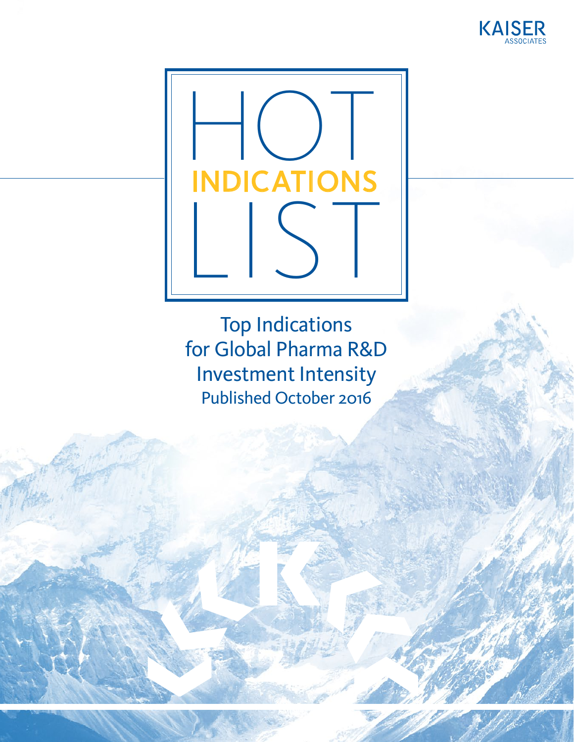KAISER ASSOCIATES

# HOT INDICATIONS LIST

## Top Indications for Global Pharma R&D Investment Intensity

Published October 2016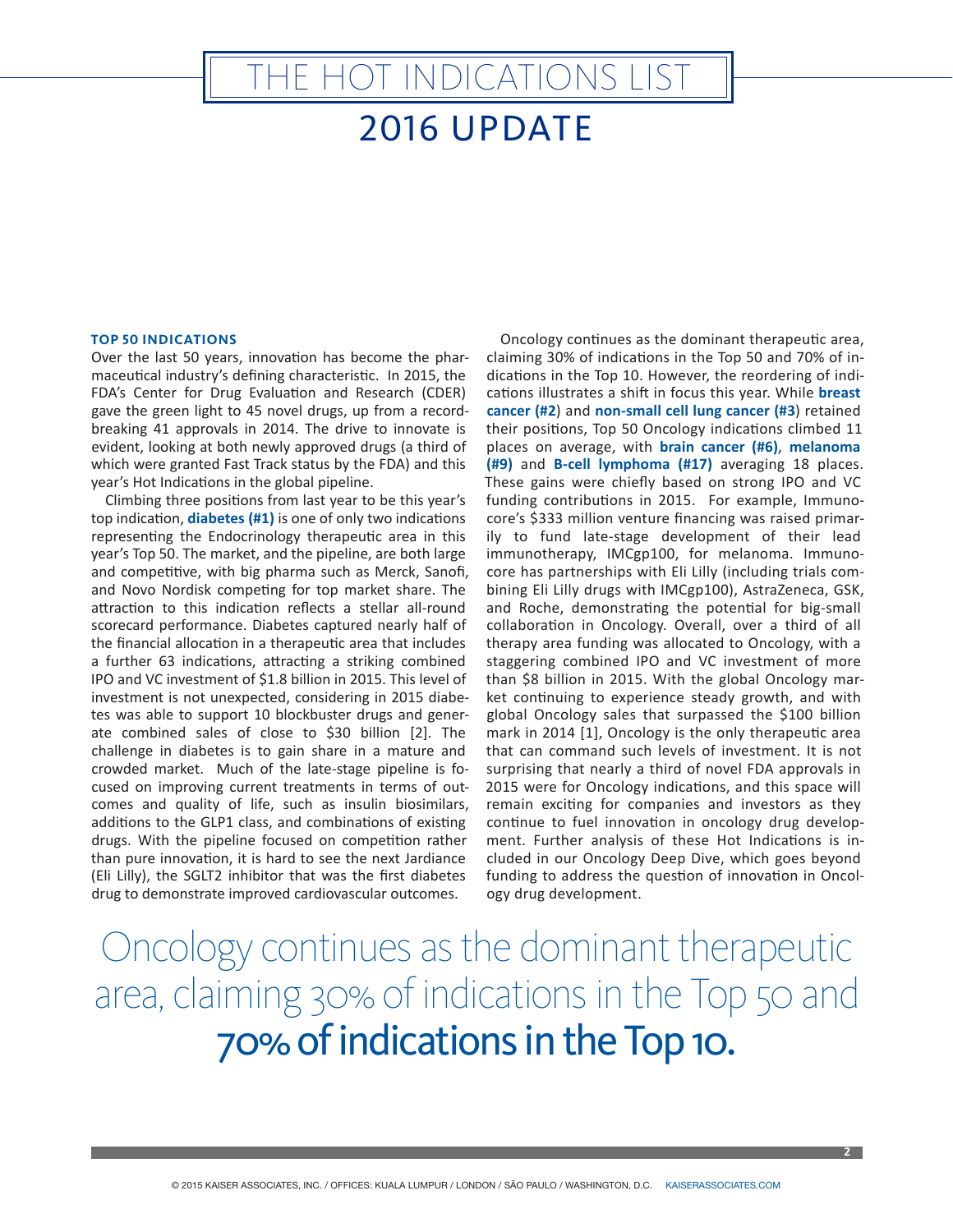# THE HOT INDICATIONS LIST

# 2016 UPDATE

### TOP 50 INDICATIONS

Over the last 50 years, innovation has become the pharmaceutical industry's defining characteristic. In 2015, the FDA's Center for Drug Evaluation and Research (CDER) gave the green light to 45 novel drugs, up from a record-breaking 41 approvals in 2014. The drive to innovate is evident, looking at both newly approved drugs (a third of which were granted Fast Track status by the FDA) and this year's Hot Indications in the global pipeline.

Climbing three positions from last year to be this year's top indication, **diabetes (#1)** is one of only two indications representing the Endocrinology therapeutic area in this year's Top 50. The market, and the pipeline, are both large and competitive, with big pharma such as Merck, Sanofi, and Novo Nordisk competing for top market share. The attraction to this indication reflects a stellar all-round scorecard performance. Diabetes captured nearly half of the financial allocation in a therapeutic area that includes a further 63 indications, attracting a striking combined IPO and VC investment of $1.8 billion in 2015. This level of investment is not unexpected, considering in 2015 diabetes was able to support 10 blockbuster drugs and generate combined sales of close to $30 billion [2]. The challenge in diabetes is to gain share in a mature and crowded market. Much of the late-stage pipeline is focused on improving current treatments in terms of outcomes and quality of life, such as insulin biosimilars, additions to the GLP1 class, and combinations of existing drugs. With the pipeline focused on competition rather than pure innovation, it is hard to see the next Jardiance (Eli Lilly), the SGLT2 inhibitor that was the first diabetes drug to demonstrate improved cardiovascular outcomes.

Oncology continues as the dominant therapeutic area, claiming 30% of indications in the Top 50 and 70% of indications in the Top 10. However, the reordering of indications illustrates a shift in focus this year. While **breast cancer (#2)** and **non-small cell lung cancer (#3)** retained their positions, Top 50 Oncology indications climbed 11 places on average, with **brain cancer (#6)**, **melanoma (#9)** and **B-cell lymphoma (#17)** averaging 18 places. These gains were chiefly based on strong IPO and VC funding contributions in 2015. For example, Immunocore's $333 million venture financing was raised primarily to fund late-stage development of their lead immunotherapy, IMCgp100, for melanoma. Immunocore has partnerships with Eli Lilly (including trials combining Eli Lilly drugs with IMCgp100), AstraZeneca, GSK, and Roche, demonstrating the potential for big-small collaboration in Oncology. Overall, over a third of all therapy area funding was allocated to Oncology, with a staggering combined IPO and VC investment of more than $8 billion in 2015. With the global Oncology market continuing to experience steady growth, and with global Oncology sales that surpassed the $100 billion mark in 2014 [1], Oncology is the only therapeutic area that can command such levels of investment. It is not surprising that nearly a third of novel FDA approvals in 2015 were for Oncology indications, and this space will remain exciting for companies and investors as they continue to fuel innovation in oncology drug development. Further analysis of these Hot Indications is included in our Oncology Deep Dive, which goes beyond funding to address the question of innovation in Oncology drug development.

Oncology continues as the dominant therapeutic area, claiming 30% of indications in the Top 50 and **70% of indications in the Top 10.**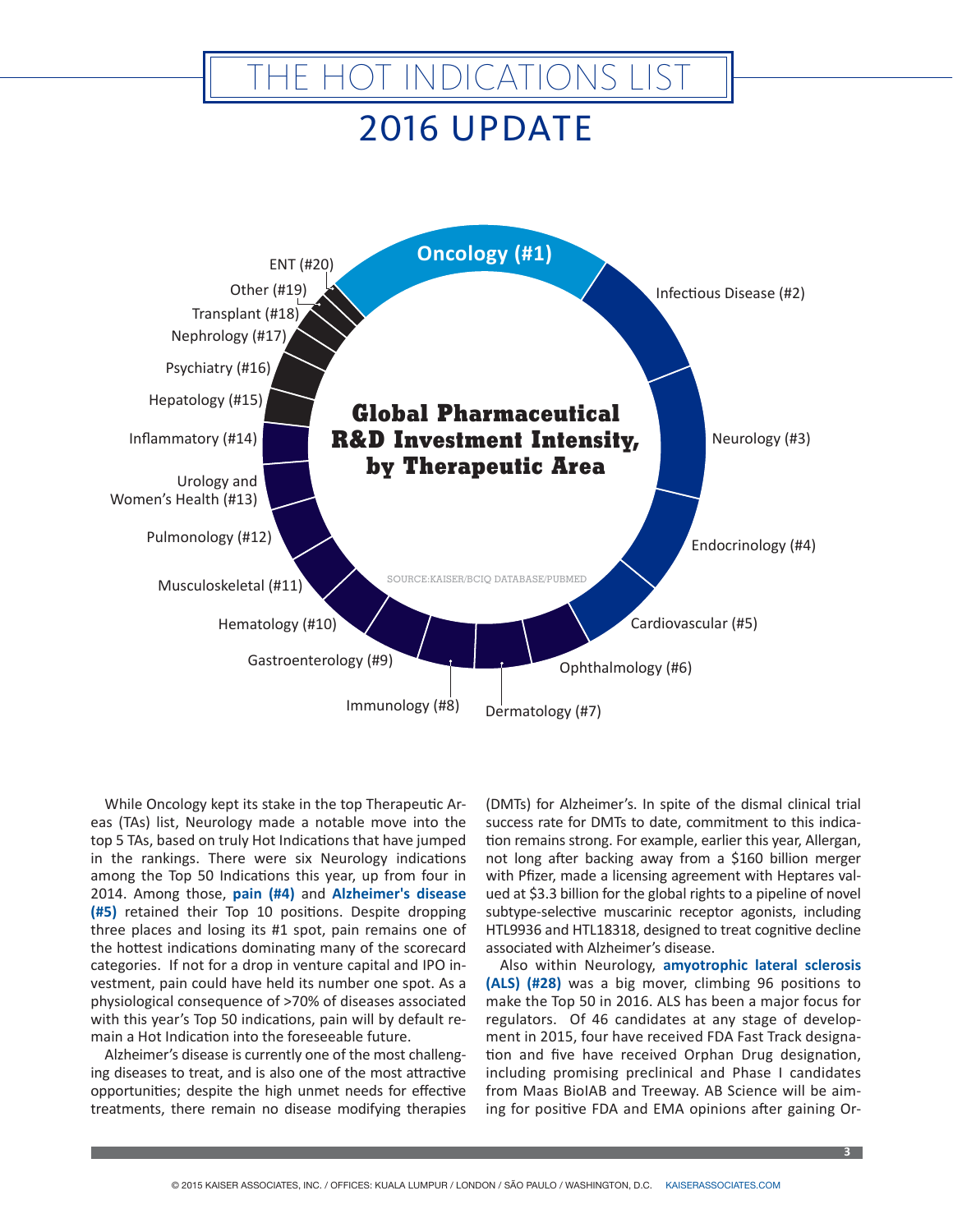# THE HOT INDICATIONS LIST

## 2016 UPDATE

**Global Pharmaceutical R&D Investment Intensity, by Therapeutic Area**

Oncology (#1), Infectious Disease (#2), Neurology (#3), Endocrinology (#4), Cardiovascular (#5), Ophthalmology (#6), Dermatology (#7), Immunology (#8), Gastroenterology (#9), Hematology (#10), Musculoskeletal (#11), Pulmonology (#12), Urology and Women's Health (#13), Inflammatory (#14), Hepatology (#15), Psychiatry (#16), Nephrology (#17), Transplant (#18), Other (#19), ENT (#20)

SOURCE:KAISER/BCIQ DATABASE/PUBMED

While Oncology kept its stake in the top Therapeutic Areas (TAs) list, Neurology made a notable move into the top 5 TAs, based on truly Hot Indications that have jumped in the rankings. There were six Neurology indications among the Top 50 Indications this year, up from four in 2014. Among those, **pain (#4)** and **Alzheimer's disease (#5)** retained their Top 10 positions. Despite dropping three places and losing its #1 spot, pain remains one of the hottest indications dominating many of the scorecard categories. If not for a drop in venture capital and IPO investment, pain could have held its number one spot. As a physiological consequence of >70% of diseases associated with this year's Top 50 indications, pain will by default remain a Hot Indication into the foreseeable future.

Alzheimer's disease is currently one of the most challenging diseases to treat, and is also one of the most attractive opportunities; despite the high unmet needs for effective treatments, there remain no disease modifying therapies (DMTs) for Alzheimer's. In spite of the dismal clinical trial success rate for DMTs to date, commitment to this indication remains strong. For example, earlier this year, Allergan, not long after backing away from a $160 billion merger with Pfizer, made a licensing agreement with Heptares valued at $3.3 billion for the global rights to a pipeline of novel subtype-selective muscarinic receptor agonists, including HTL9936 and HTL18318, designed to treat cognitive decline associated with Alzheimer's disease.

Also within Neurology, **amyotrophic lateral sclerosis (ALS) (#28)** was a big mover, climbing 96 positions to make the Top 50 in 2016. ALS has been a major focus for regulators. Of 46 candidates at any stage of development in 2015, four have received FDA Fast Track designation and five have received Orphan Drug designation, including promising preclinical and Phase I candidates from Maas BiolAB and Treeway. AB Science will be aiming for positive FDA and EMA opinions after gaining Or-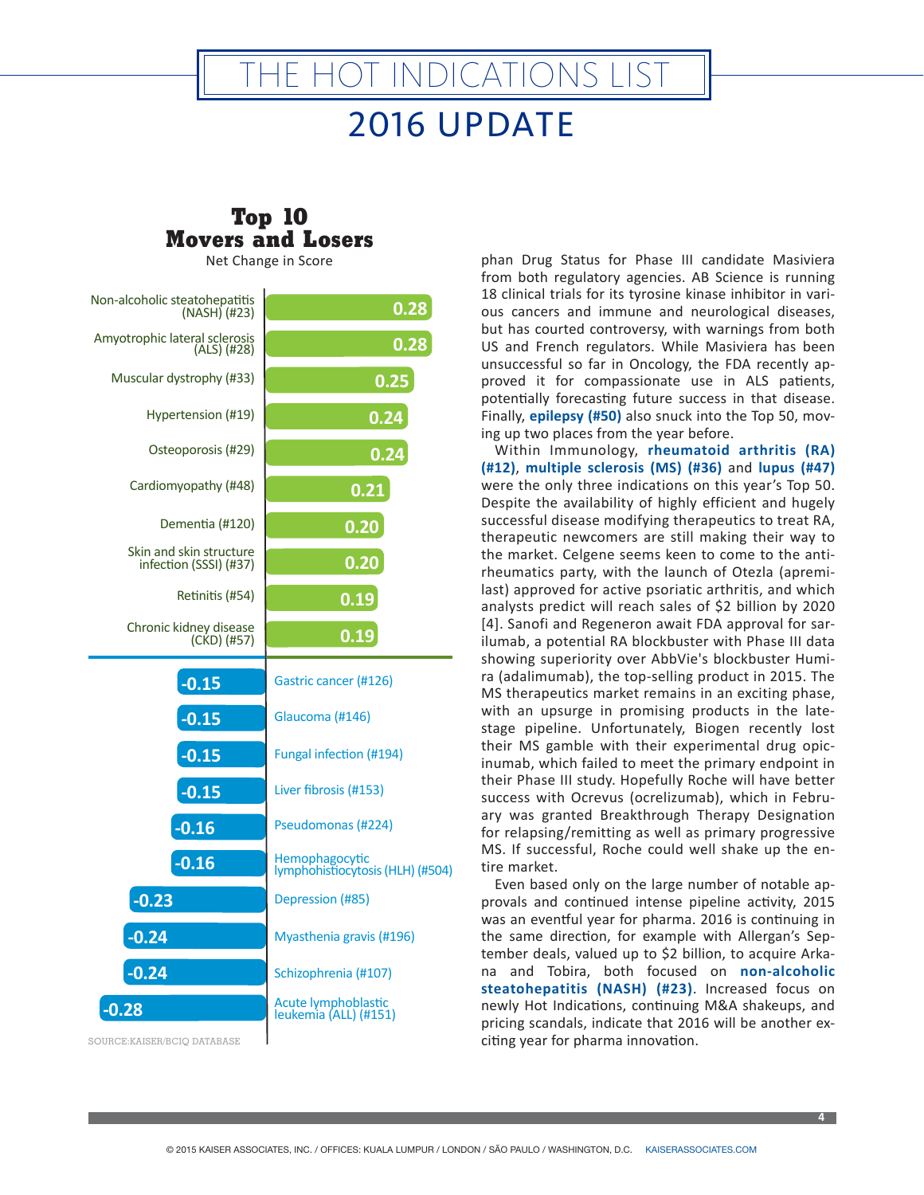# THE HOT INDICATIONS LIST

## 2016 UPDATE

### Top 10 Movers and Losers

Net Change in Score

| Indication | Net Change in Score |
| --- | --- |
| Non-alcoholic steatohepatitis (NASH) (#23) | 0.28 |
| Amyotrophic lateral sclerosis (ALS) (#28) | 0.28 |
| Muscular dystrophy (#33) | 0.25 |
| Hypertension (#19) | 0.24 |
| Osteoporosis (#29) | 0.24 |
| Cardiomyopathy (#48) | 0.21 |
| Dementia (#120) | 0.20 |
| Skin and skin structure infection (SSSI) (#37) | 0.20 |
| Retinitis (#54) | 0.19 |
| Chronic kidney disease (CKD) (#57) | 0.19 |
| Gastric cancer (#126) | -0.15 |
| Glaucoma (#146) | -0.15 |
| Fungal infection (#194) | -0.15 |
| Liver fibrosis (#153) | -0.15 |
| Pseudomonas (#224) | -0.16 |
| Hemophagocytic lymphohistiocytosis (HLH) (#504) | -0.16 |
| Depression (#85) | -0.23 |
| Myasthenia gravis (#196) | -0.24 |
| Schizophrenia (#107) | -0.24 |
| Acute lymphoblastic leukemia (ALL) (#151) | -0.28 |

SOURCE:KAISER/BCIQ DATABASE

phan Drug Status for Phase III candidate Masiviera from both regulatory agencies. AB Science is running 18 clinical trials for its tyrosine kinase inhibitor in various cancers and immune and neurological diseases, but has courted controversy, with warnings from both US and French regulators. While Masiviera has been unsuccessful so far in Oncology, the FDA recently approved it for compassionate use in ALS patients, potentially forecasting future success in that disease. Finally, **epilepsy (#50)** also snuck into the Top 50, moving up two places from the year before.

Within Immunology, **rheumatoid arthritis (RA) (#12)**, **multiple sclerosis (MS) (#36)** and **lupus (#47)** were the only three indications on this year's Top 50. Despite the availability of highly efficient and hugely successful disease modifying therapeutics to treat RA, therapeutic newcomers are still making their way to the market. Celgene seems keen to come to the anti-rheumatics party, with the launch of Otezla (apremilast) approved for active psoriatic arthritis, and which analysts predict will reach sales of $2 billion by 2020 [4]. Sanofi and Regeneron await FDA approval for sarilumab, a potential RA blockbuster with Phase III data showing superiority over AbbVie's blockbuster Humira (adalimumab), the top-selling product in 2015. The MS therapeutics market remains in an exciting phase, with an upsurge in promising products in the late-stage pipeline. Unfortunately, Biogen recently lost their MS gamble with their experimental drug opicinumab, which failed to meet the primary endpoint in their Phase III study. Hopefully Roche will have better success with Ocrevus (ocrelizumab), which in February was granted Breakthrough Therapy Designation for relapsing/remitting as well as primary progressive MS. If successful, Roche could well shake up the entire market.

Even based only on the large number of notable approvals and continued intense pipeline activity, 2015 was an eventful year for pharma. 2016 is continuing in the same direction, for example with Allergan's September deals, valued up to $2 billion, to acquire Arkana and Tobira, both focused on **non-alcoholic steatohepatitis (NASH) (#23)**. Increased focus on newly Hot Indications, continuing M&A shakeups, and pricing scandals, indicate that 2016 will be another exciting year for pharma innovation.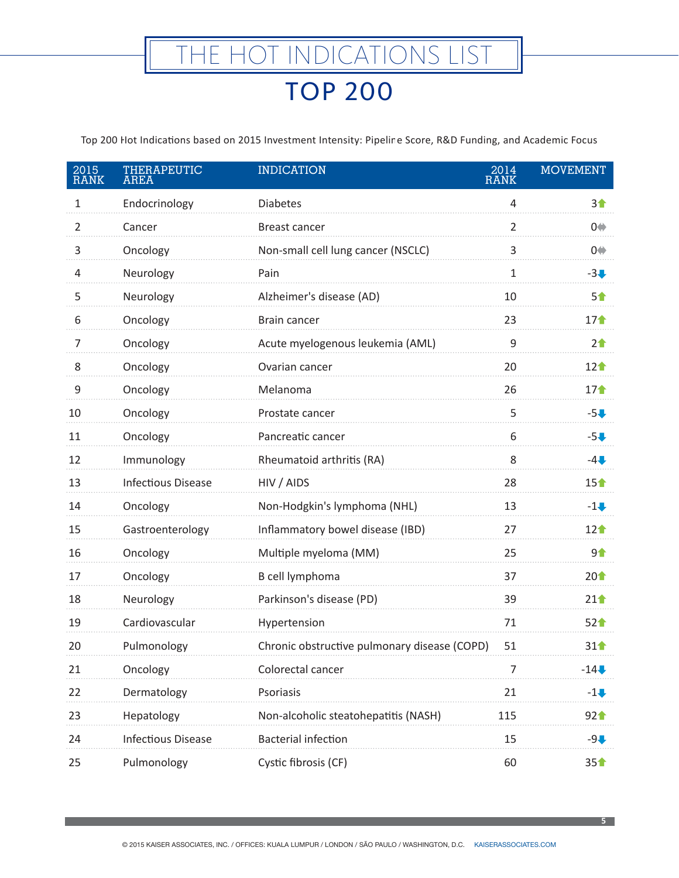# THE HOT INDICATIONS LIST

## TOP 200

Top 200 Hot Indications based on 2015 Investment Intensity: Pipeline Score, R&D Funding, and Academic Focus

| 2015 RANK | THERAPEUTIC AREA | INDICATION | 2014 RANK | MOVEMENT |
|---|---|---|---|---|
| 1 | Endocrinology | Diabetes | 4 | 3 ↑ |
| 2 | Cancer | Breast cancer | 2 | 0 ↔ |
| 3 | Oncology | Non-small cell lung cancer (NSCLC) | 3 | 0 ↔ |
| 4 | Neurology | Pain | 1 | -3 ↓ |
| 5 | Neurology | Alzheimer's disease (AD) | 10 | 5 ↑ |
| 6 | Oncology | Brain cancer | 23 | 17 ↑ |
| 7 | Oncology | Acute myelogenous leukemia (AML) | 9 | 2 ↑ |
| 8 | Oncology | Ovarian cancer | 20 | 12 ↑ |
| 9 | Oncology | Melanoma | 26 | 17 ↑ |
| 10 | Oncology | Prostate cancer | 5 | -5 ↓ |
| 11 | Oncology | Pancreatic cancer | 6 | -5 ↓ |
| 12 | Immunology | Rheumatoid arthritis (RA) | 8 | -4 ↓ |
| 13 | Infectious Disease | HIV / AIDS | 28 | 15 ↑ |
| 14 | Oncology | Non-Hodgkin's lymphoma (NHL) | 13 | -1 ↓ |
| 15 | Gastroenterology | Inflammatory bowel disease (IBD) | 27 | 12 ↑ |
| 16 | Oncology | Multiple myeloma (MM) | 25 | 9 ↑ |
| 17 | Oncology | B cell lymphoma | 37 | 20 ↑ |
| 18 | Neurology | Parkinson's disease (PD) | 39 | 21 ↑ |
| 19 | Cardiovascular | Hypertension | 71 | 52 ↑ |
| 20 | Pulmonology | Chronic obstructive pulmonary disease (COPD) | 51 | 31 ↑ |
| 21 | Oncology | Colorectal cancer | 7 | -14 ↓ |
| 22 | Dermatology | Psoriasis | 21 | -1 ↓ |
| 23 | Hepatology | Non-alcoholic steatohepatitis (NASH) | 115 | 92 ↑ |
| 24 | Infectious Disease | Bacterial infection | 15 | -9 ↓ |
| 25 | Pulmonology | Cystic fibrosis (CF) | 60 | 35 ↑ |

© 2015 KAISER ASSOCIATES, INC. / OFFICES: KUALA LUMPUR / LONDON / SÃO PAULO / WASHINGTON, D.C. KAISERASSOCIATES.COM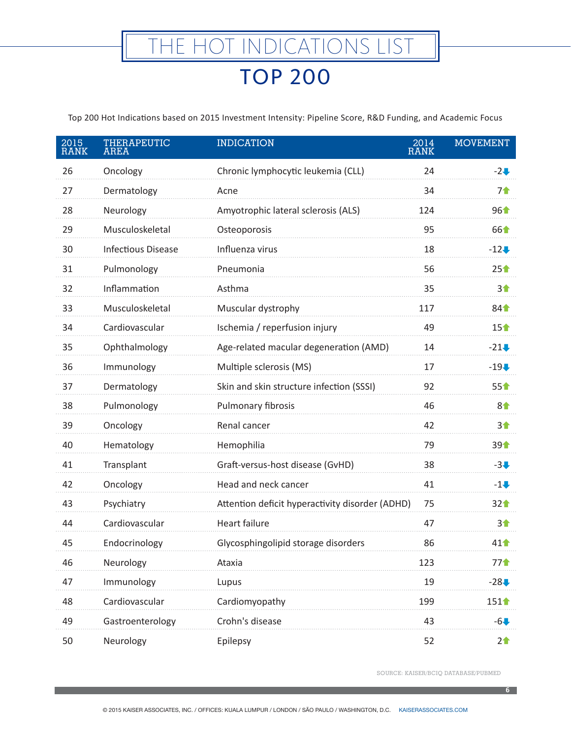# THE HOT INDICATIONS LIST

## TOP 200

Top 200 Hot Indications based on 2015 Investment Intensity: Pipeline Score, R&D Funding, and Academic Focus

| 2015 RANK | THERAPEUTIC AREA | INDICATION | 2014 RANK | MOVEMENT |
|---|---|---|---|---|
| 26 | Oncology | Chronic lymphocytic leukemia (CLL) | 24 | -2↓ |
| 27 | Dermatology | Acne | 34 | 7↑ |
| 28 | Neurology | Amyotrophic lateral sclerosis (ALS) | 124 | 96↑ |
| 29 | Musculoskeletal | Osteoporosis | 95 | 66↑ |
| 30 | Infectious Disease | Influenza virus | 18 | -12↓ |
| 31 | Pulmonology | Pneumonia | 56 | 25↑ |
| 32 | Inflammation | Asthma | 35 | 3↑ |
| 33 | Musculoskeletal | Muscular dystrophy | 117 | 84↑ |
| 34 | Cardiovascular | Ischemia / reperfusion injury | 49 | 15↑ |
| 35 | Ophthalmology | Age-related macular degeneration (AMD) | 14 | -21↓ |
| 36 | Immunology | Multiple sclerosis (MS) | 17 | -19↓ |
| 37 | Dermatology | Skin and skin structure infection (SSSI) | 92 | 55↑ |
| 38 | Pulmonology | Pulmonary fibrosis | 46 | 8↑ |
| 39 | Oncology | Renal cancer | 42 | 3↑ |
| 40 | Hematology | Hemophilia | 79 | 39↑ |
| 41 | Transplant | Graft-versus-host disease (GvHD) | 38 | -3↓ |
| 42 | Oncology | Head and neck cancer | 41 | -1↓ |
| 43 | Psychiatry | Attention deficit hyperactivity disorder (ADHD) | 75 | 32↑ |
| 44 | Cardiovascular | Heart failure | 47 | 3↑ |
| 45 | Endocrinology | Glycosphingolipid storage disorders | 86 | 41↑ |
| 46 | Neurology | Ataxia | 123 | 77↑ |
| 47 | Immunology | Lupus | 19 | -28↓ |
| 48 | Cardiovascular | Cardiomyopathy | 199 | 151↑ |
| 49 | Gastroenterology | Crohn's disease | 43 | -6↓ |
| 50 | Neurology | Epilepsy | 52 | 2↑ |

SOURCE: KAISER/BCIQ DATABASE/PUBMED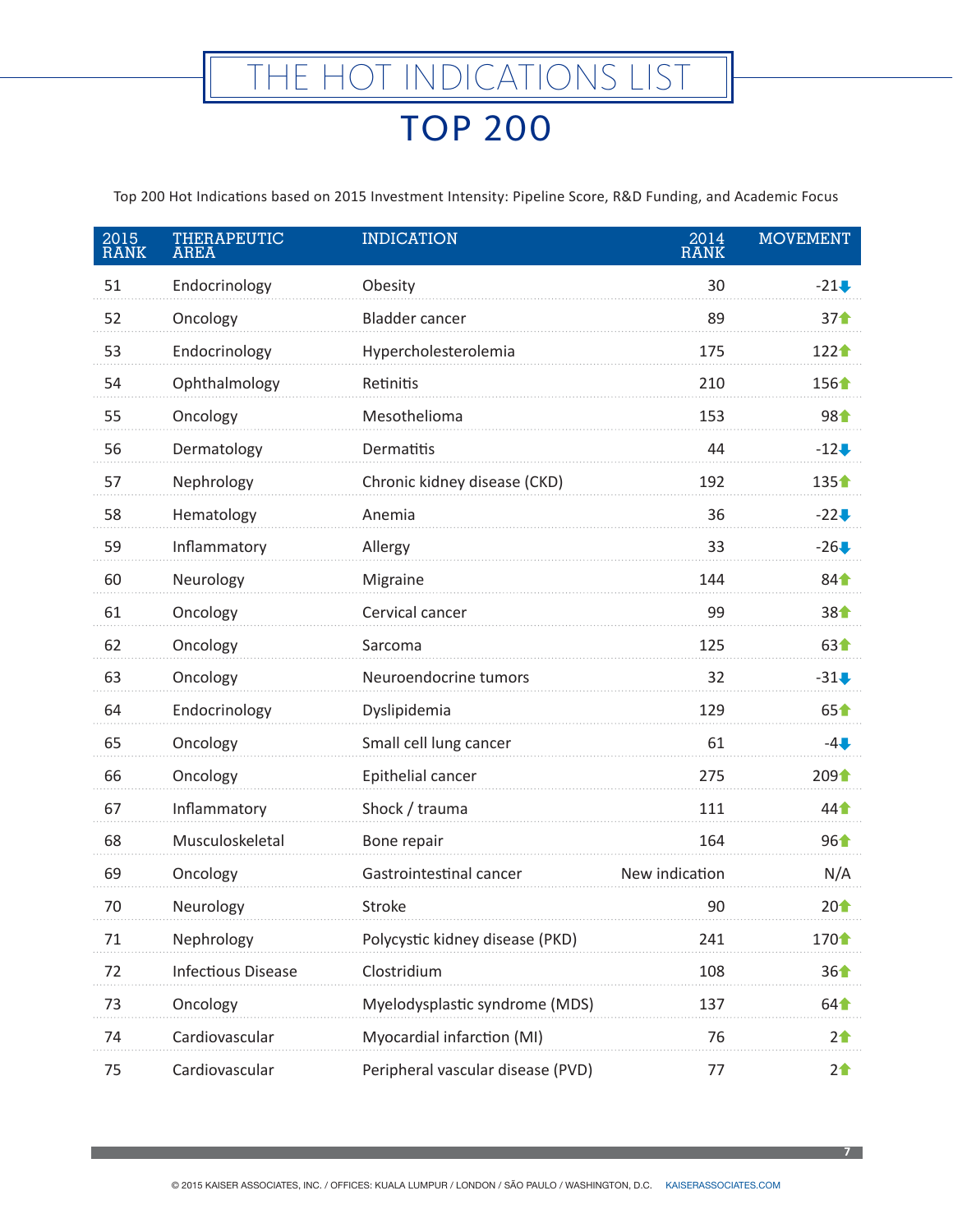# THE HOT INDICATIONS LIST

## TOP 200

Top 200 Hot Indications based on 2015 Investment Intensity: Pipeline Score, R&D Funding, and Academic Focus

| 2015 RANK | THERAPEUTIC AREA | INDICATION | 2014 RANK | MOVEMENT |
|---|---|---|---|---|
| 51 | Endocrinology | Obesity | 30 | -21↓ |
| 52 | Oncology | Bladder cancer | 89 | 37↑ |
| 53 | Endocrinology | Hypercholesterolemia | 175 | 122↑ |
| 54 | Ophthalmology | Retinitis | 210 | 156↑ |
| 55 | Oncology | Mesothelioma | 153 | 98↑ |
| 56 | Dermatology | Dermatitis | 44 | -12↓ |
| 57 | Nephrology | Chronic kidney disease (CKD) | 192 | 135↑ |
| 58 | Hematology | Anemia | 36 | -22↓ |
| 59 | Inflammatory | Allergy | 33 | -26↓ |
| 60 | Neurology | Migraine | 144 | 84↑ |
| 61 | Oncology | Cervical cancer | 99 | 38↑ |
| 62 | Oncology | Sarcoma | 125 | 63↑ |
| 63 | Oncology | Neuroendocrine tumors | 32 | -31↓ |
| 64 | Endocrinology | Dyslipidemia | 129 | 65↑ |
| 65 | Oncology | Small cell lung cancer | 61 | -4↓ |
| 66 | Oncology | Epithelial cancer | 275 | 209↑ |
| 67 | Inflammatory | Shock / trauma | 111 | 44↑ |
| 68 | Musculoskeletal | Bone repair | 164 | 96↑ |
| 69 | Oncology | Gastrointestinal cancer | New indication | N/A |
| 70 | Neurology | Stroke | 90 | 20↑ |
| 71 | Nephrology | Polycystic kidney disease (PKD) | 241 | 170↑ |
| 72 | Infectious Disease | Clostridium | 108 | 36↑ |
| 73 | Oncology | Myelodysplastic syndrome (MDS) | 137 | 64↑ |
| 74 | Cardiovascular | Myocardial infarction (MI) | 76 | 2↑ |
| 75 | Cardiovascular | Peripheral vascular disease (PVD) | 77 | 2↑ |

© 2015 KAISER ASSOCIATES, INC. / OFFICES: KUALA LUMPUR / LONDON / SÃO PAULO / WASHINGTON, D.C. KAISERASSOCIATES.COM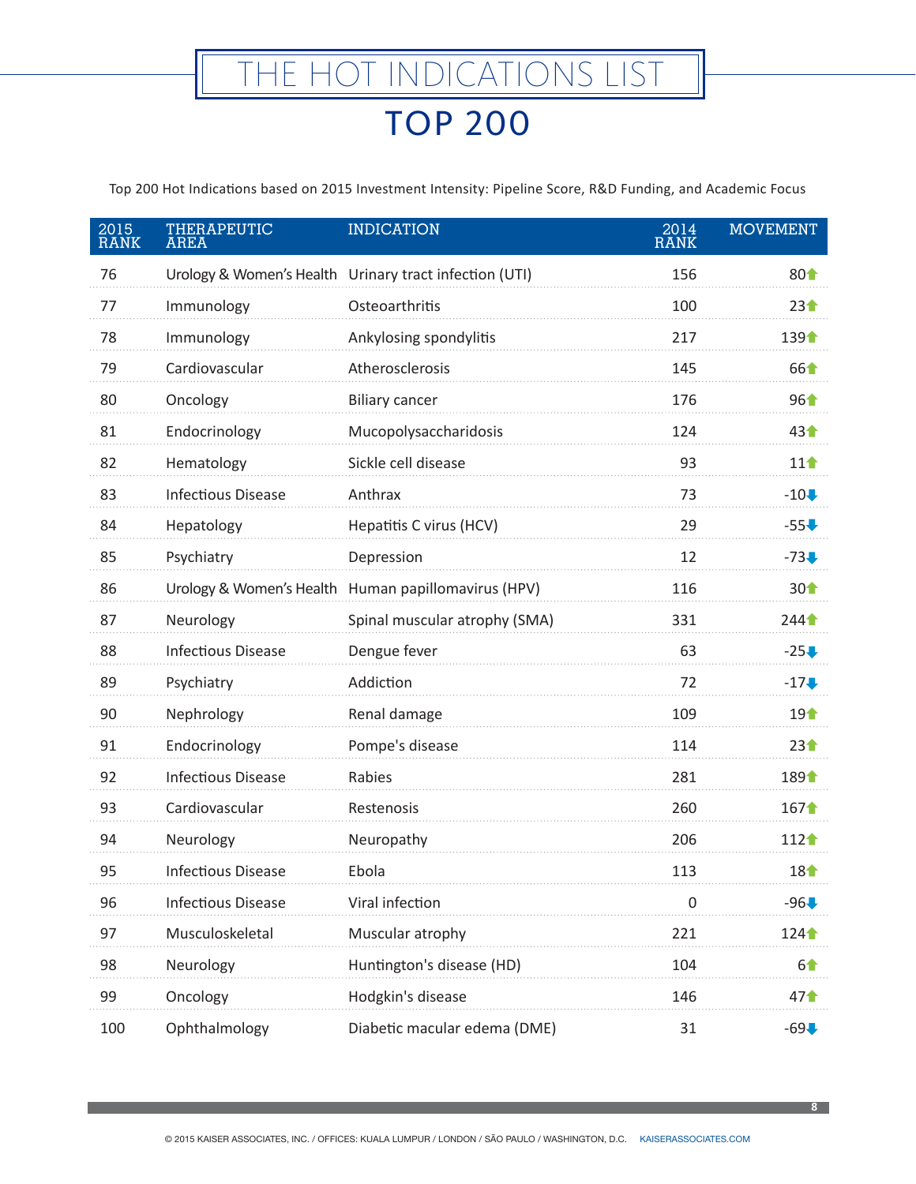# THE HOT INDICATIONS LIST

## TOP 200

Top 200 Hot Indications based on 2015 Investment Intensity: Pipeline Score, R&D Funding, and Academic Focus

| 2015 RANK | THERAPEUTIC AREA | INDICATION | 2014 RANK | MOVEMENT |
|---|---|---|---|---|
| 76 | Urology & Women's Health | Urinary tract infection (UTI) | 156 | 80↑ |
| 77 | Immunology | Osteoarthritis | 100 | 23↑ |
| 78 | Immunology | Ankylosing spondylitis | 217 | 139↑ |
| 79 | Cardiovascular | Atherosclerosis | 145 | 66↑ |
| 80 | Oncology | Biliary cancer | 176 | 96↑ |
| 81 | Endocrinology | Mucopolysaccharidosis | 124 | 43↑ |
| 82 | Hematology | Sickle cell disease | 93 | 11↑ |
| 83 | Infectious Disease | Anthrax | 73 | -10↓ |
| 84 | Hepatology | Hepatitis C virus (HCV) | 29 | -55↓ |
| 85 | Psychiatry | Depression | 12 | -73↓ |
| 86 | Urology & Women's Health | Human papillomavirus (HPV) | 116 | 30↑ |
| 87 | Neurology | Spinal muscular atrophy (SMA) | 331 | 244↑ |
| 88 | Infectious Disease | Dengue fever | 63 | -25↓ |
| 89 | Psychiatry | Addiction | 72 | -17↓ |
| 90 | Nephrology | Renal damage | 109 | 19↑ |
| 91 | Endocrinology | Pompe's disease | 114 | 23↑ |
| 92 | Infectious Disease | Rabies | 281 | 189↑ |
| 93 | Cardiovascular | Restenosis | 260 | 167↑ |
| 94 | Neurology | Neuropathy | 206 | 112↑ |
| 95 | Infectious Disease | Ebola | 113 | 18↑ |
| 96 | Infectious Disease | Viral infection | 0 | -96↓ |
| 97 | Musculoskeletal | Muscular atrophy | 221 | 124↑ |
| 98 | Neurology | Huntington's disease (HD) | 104 | 6↑ |
| 99 | Oncology | Hodgkin's disease | 146 | 47↑ |
| 100 | Ophthalmology | Diabetic macular edema (DME) | 31 | -69↓ |

© 2015 KAISER ASSOCIATES, INC. / OFFICES: KUALA LUMPUR / LONDON / SÃO PAULO / WASHINGTON, D.C. KAISERASSOCIATES.COM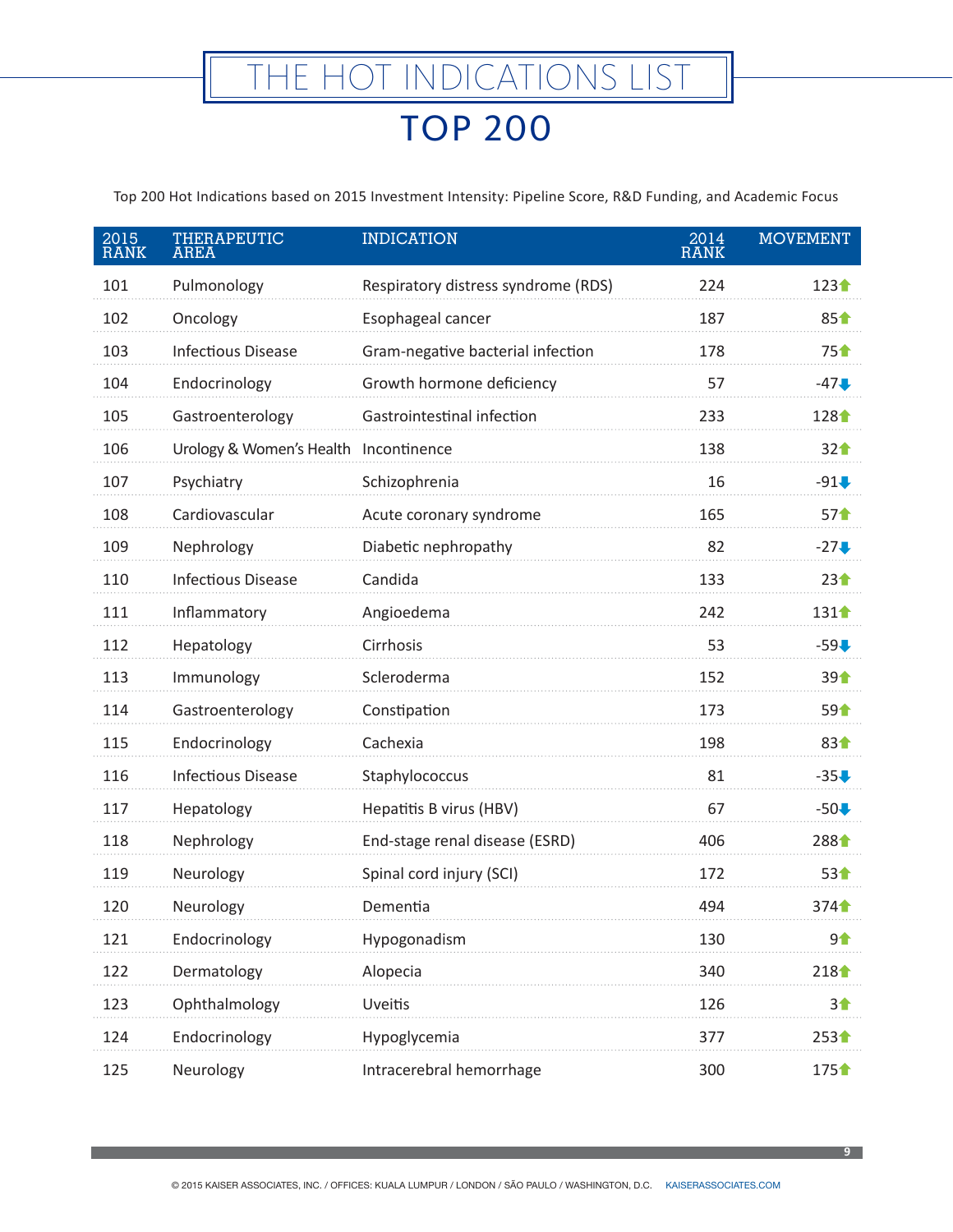# THE HOT INDICATIONS LIST

## TOP 200

Top 200 Hot Indications based on 2015 Investment Intensity: Pipeline Score, R&D Funding, and Academic Focus

| 2015 RANK | THERAPEUTIC AREA | INDICATION | 2014 RANK | MOVEMENT |
|---|---|---|---|---|
| 101 | Pulmonology | Respiratory distress syndrome (RDS) | 224 | 123⬆ |
| 102 | Oncology | Esophageal cancer | 187 | 85⬆ |
| 103 | Infectious Disease | Gram-negative bacterial infection | 178 | 75⬆ |
| 104 | Endocrinology | Growth hormone deficiency | 57 | -47⬇ |
| 105 | Gastroenterology | Gastrointestinal infection | 233 | 128⬆ |
| 106 | Urology & Women's Health | Incontinence | 138 | 32⬆ |
| 107 | Psychiatry | Schizophrenia | 16 | -91⬇ |
| 108 | Cardiovascular | Acute coronary syndrome | 165 | 57⬆ |
| 109 | Nephrology | Diabetic nephropathy | 82 | -27⬇ |
| 110 | Infectious Disease | Candida | 133 | 23⬆ |
| 111 | Inflammatory | Angioedema | 242 | 131⬆ |
| 112 | Hepatology | Cirrhosis | 53 | -59⬇ |
| 113 | Immunology | Scleroderma | 152 | 39⬆ |
| 114 | Gastroenterology | Constipation | 173 | 59⬆ |
| 115 | Endocrinology | Cachexia | 198 | 83⬆ |
| 116 | Infectious Disease | Staphylococcus | 81 | -35⬇ |
| 117 | Hepatology | Hepatitis B virus (HBV) | 67 | -50⬇ |
| 118 | Nephrology | End-stage renal disease (ESRD) | 406 | 288⬆ |
| 119 | Neurology | Spinal cord injury (SCI) | 172 | 53⬆ |
| 120 | Neurology | Dementia | 494 | 374⬆ |
| 121 | Endocrinology | Hypogonadism | 130 | 9⬆ |
| 122 | Dermatology | Alopecia | 340 | 218⬆ |
| 123 | Ophthalmology | Uveitis | 126 | 3⬆ |
| 124 | Endocrinology | Hypoglycemia | 377 | 253⬆ |
| 125 | Neurology | Intracerebral hemorrhage | 300 | 175⬆ |

© 2015 KAISER ASSOCIATES, INC. / OFFICES: KUALA LUMPUR / LONDON / SÃO PAULO / WASHINGTON, D.C. KAISERASSOCIATES.COM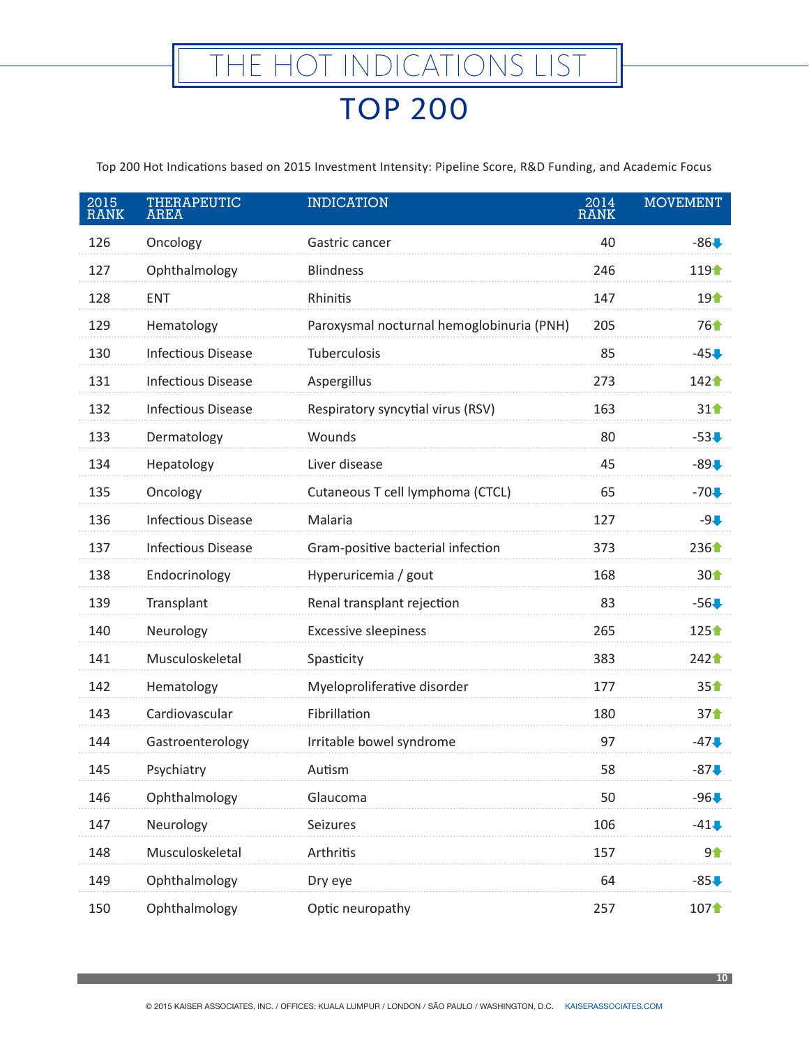# THE HOT INDICATIONS LIST

## TOP 200

Top 200 Hot Indications based on 2015 Investment Intensity: Pipeline Score, R&D Funding, and Academic Focus

| 2015 RANK | THERAPEUTIC AREA | INDICATION | 2014 RANK | MOVEMENT |
|---|---|---|---|---|
| 126 | Oncology | Gastric cancer | 40 | -86⬇ |
| 127 | Ophthalmology | Blindness | 246 | 119⬆ |
| 128 | ENT | Rhinitis | 147 | 19⬆ |
| 129 | Hematology | Paroxysmal nocturnal hemoglobinuria (PNH) | 205 | 76⬆ |
| 130 | Infectious Disease | Tuberculosis | 85 | -45⬇ |
| 131 | Infectious Disease | Aspergillus | 273 | 142⬆ |
| 132 | Infectious Disease | Respiratory syncytial virus (RSV) | 163 | 31⬆ |
| 133 | Dermatology | Wounds | 80 | -53⬇ |
| 134 | Hepatology | Liver disease | 45 | -89⬇ |
| 135 | Oncology | Cutaneous T cell lymphoma (CTCL) | 65 | -70⬇ |
| 136 | Infectious Disease | Malaria | 127 | -9⬇ |
| 137 | Infectious Disease | Gram-positive bacterial infection | 373 | 236⬆ |
| 138 | Endocrinology | Hyperuricemia / gout | 168 | 30⬆ |
| 139 | Transplant | Renal transplant rejection | 83 | -56⬇ |
| 140 | Neurology | Excessive sleepiness | 265 | 125⬆ |
| 141 | Musculoskeletal | Spasticity | 383 | 242⬆ |
| 142 | Hematology | Myeloproliferative disorder | 177 | 35⬆ |
| 143 | Cardiovascular | Fibrillation | 180 | 37⬆ |
| 144 | Gastroenterology | Irritable bowel syndrome | 97 | -47⬇ |
| 145 | Psychiatry | Autism | 58 | -87⬇ |
| 146 | Ophthalmology | Glaucoma | 50 | -96⬇ |
| 147 | Neurology | Seizures | 106 | -41⬇ |
| 148 | Musculoskeletal | Arthritis | 157 | 9⬆ |
| 149 | Ophthalmology | Dry eye | 64 | -85⬇ |
| 150 | Ophthalmology | Optic neuropathy | 257 | 107⬆ |

© 2015 KAISER ASSOCIATES, INC. / OFFICES: KUALA LUMPUR / LONDON / SÃO PAULO / WASHINGTON, D.C. KAISERASSOCIATES.COM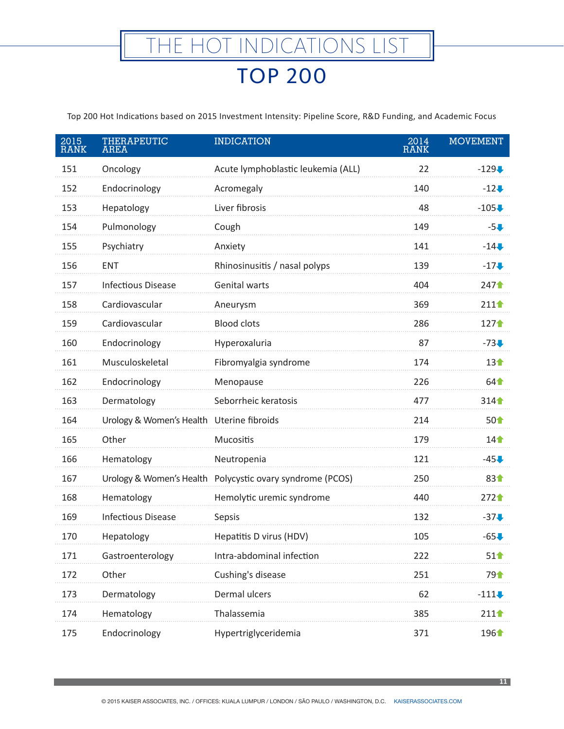# THE HOT INDICATIONS LIST

## TOP 200

Top 200 Hot Indications based on 2015 Investment Intensity: Pipeline Score, R&D Funding, and Academic Focus

| 2015 RANK | THERAPEUTIC AREA | INDICATION | 2014 RANK | MOVEMENT |
|---|---|---|---|---|
| 151 | Oncology | Acute lymphoblastic leukemia (ALL) | 22 | -129⬇ |
| 152 | Endocrinology | Acromegaly | 140 | -12⬇ |
| 153 | Hepatology | Liver fibrosis | 48 | -105⬇ |
| 154 | Pulmonology | Cough | 149 | -5⬇ |
| 155 | Psychiatry | Anxiety | 141 | -14⬇ |
| 156 | ENT | Rhinosinusitis / nasal polyps | 139 | -17⬇ |
| 157 | Infectious Disease | Genital warts | 404 | 247⬆ |
| 158 | Cardiovascular | Aneurysm | 369 | 211⬆ |
| 159 | Cardiovascular | Blood clots | 286 | 127⬆ |
| 160 | Endocrinology | Hyperoxaluria | 87 | -73⬇ |
| 161 | Musculoskeletal | Fibromyalgia syndrome | 174 | 13⬆ |
| 162 | Endocrinology | Menopause | 226 | 64⬆ |
| 163 | Dermatology | Seborrheic keratosis | 477 | 314⬆ |
| 164 | Urology & Women's Health | Uterine fibroids | 214 | 50⬆ |
| 165 | Other | Mucositis | 179 | 14⬆ |
| 166 | Hematology | Neutropenia | 121 | -45⬇ |
| 167 | Urology & Women's Health | Polycystic ovary syndrome (PCOS) | 250 | 83⬆ |
| 168 | Hematology | Hemolytic uremic syndrome | 440 | 272⬆ |
| 169 | Infectious Disease | Sepsis | 132 | -37⬇ |
| 170 | Hepatology | Hepatitis D virus (HDV) | 105 | -65⬇ |
| 171 | Gastroenterology | Intra-abdominal infection | 222 | 51⬆ |
| 172 | Other | Cushing's disease | 251 | 79⬆ |
| 173 | Dermatology | Dermal ulcers | 62 | -111⬇ |
| 174 | Hematology | Thalassemia | 385 | 211⬆ |
| 175 | Endocrinology | Hypertriglyceridemia | 371 | 196⬆ |

© 2015 KAISER ASSOCIATES, INC. / OFFICES: KUALA LUMPUR / LONDON / SÃO PAULO / WASHINGTON, D.C. KAISERASSOCIATES.COM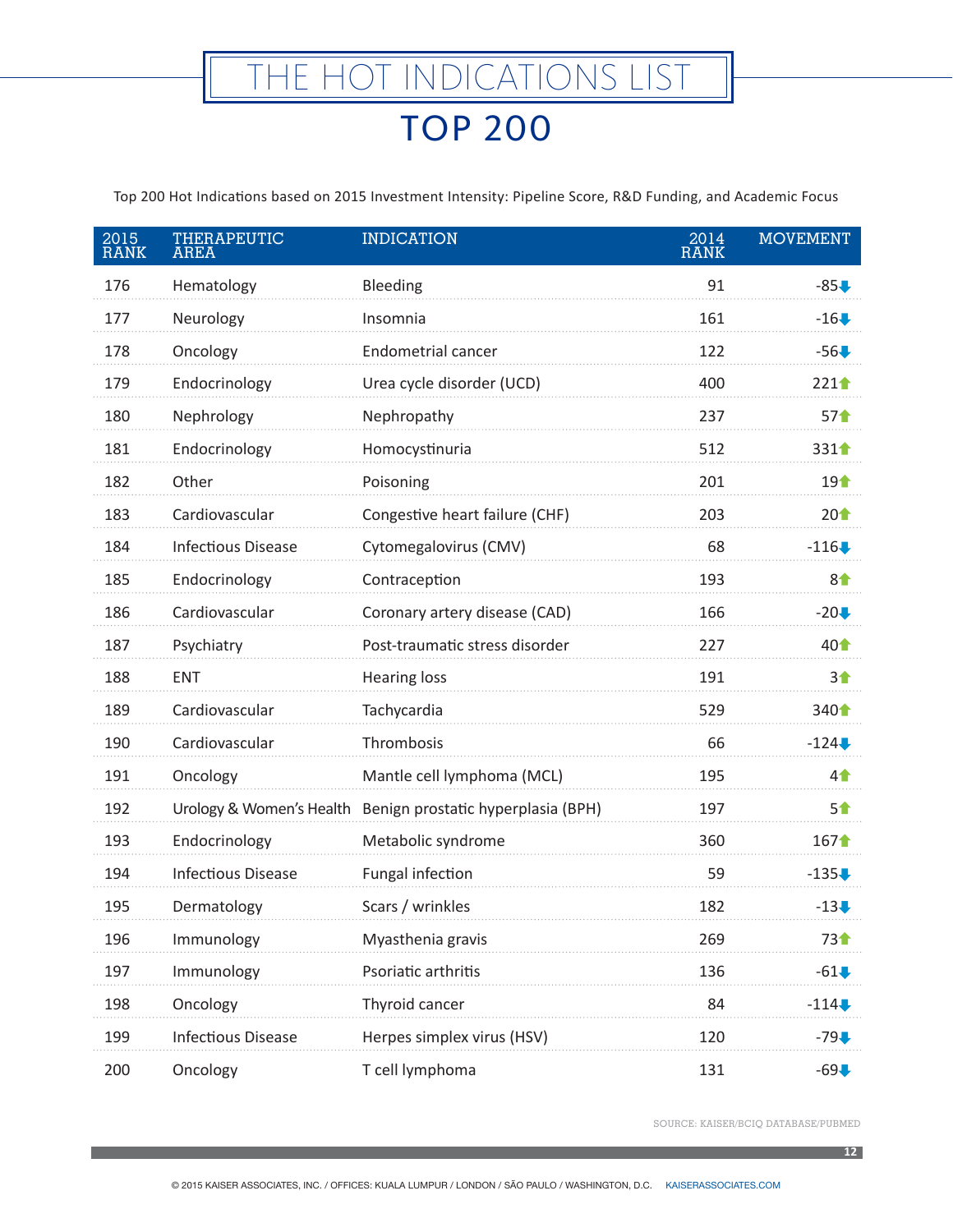# THE HOT INDICATIONS LIST

## TOP 200

Top 200 Hot Indications based on 2015 Investment Intensity: Pipeline Score, R&D Funding, and Academic Focus

| 2015 RANK | THERAPEUTIC AREA | INDICATION | 2014 RANK | MOVEMENT |
|---|---|---|---|---|
| 176 | Hematology | Bleeding | 91 | -85 ⬇ |
| 177 | Neurology | Insomnia | 161 | -16 ⬇ |
| 178 | Oncology | Endometrial cancer | 122 | -56 ⬇ |
| 179 | Endocrinology | Urea cycle disorder (UCD) | 400 | 221 ⬆ |
| 180 | Nephrology | Nephropathy | 237 | 57 ⬆ |
| 181 | Endocrinology | Homocystinuria | 512 | 331 ⬆ |
| 182 | Other | Poisoning | 201 | 19 ⬆ |
| 183 | Cardiovascular | Congestive heart failure (CHF) | 203 | 20 ⬆ |
| 184 | Infectious Disease | Cytomegalovirus (CMV) | 68 | -116 ⬇ |
| 185 | Endocrinology | Contraception | 193 | 8 ⬆ |
| 186 | Cardiovascular | Coronary artery disease (CAD) | 166 | -20 ⬇ |
| 187 | Psychiatry | Post-traumatic stress disorder | 227 | 40 ⬆ |
| 188 | ENT | Hearing loss | 191 | 3 ⬆ |
| 189 | Cardiovascular | Tachycardia | 529 | 340 ⬆ |
| 190 | Cardiovascular | Thrombosis | 66 | -124 ⬇ |
| 191 | Oncology | Mantle cell lymphoma (MCL) | 195 | 4 ⬆ |
| 192 | Urology & Women's Health | Benign prostatic hyperplasia (BPH) | 197 | 5 ⬆ |
| 193 | Endocrinology | Metabolic syndrome | 360 | 167 ⬆ |
| 194 | Infectious Disease | Fungal infection | 59 | -135 ⬇ |
| 195 | Dermatology | Scars / wrinkles | 182 | -13 ⬇ |
| 196 | Immunology | Myasthenia gravis | 269 | 73 ⬆ |
| 197 | Immunology | Psoriatic arthritis | 136 | -61 ⬇ |
| 198 | Oncology | Thyroid cancer | 84 | -114 ⬇ |
| 199 | Infectious Disease | Herpes simplex virus (HSV) | 120 | -79 ⬇ |
| 200 | Oncology | T cell lymphoma | 131 | -69 ⬇ |

SOURCE: KAISER/BCIQ DATABASE/PUBMED

© 2015 KAISER ASSOCIATES, INC. / OFFICES: KUALA LUMPUR / LONDON / SÃO PAULO / WASHINGTON, D.C. KAISERASSOCIATES.COM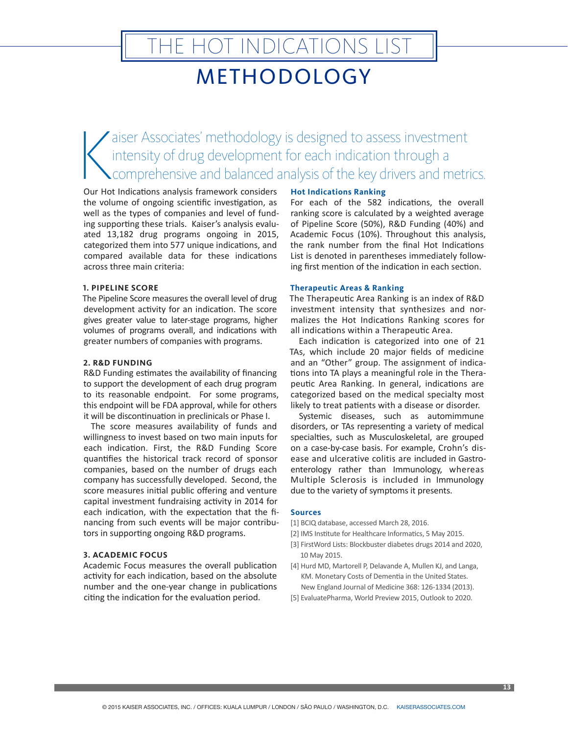# THE HOT INDICATIONS LIST

# METHODOLOGY

Kaiser Associates' methodology is designed to assess investment intensity of drug development for each indication through a comprehensive and balanced analysis of the key drivers and metrics.

Our Hot Indications analysis framework considers the volume of ongoing scientific investigation, as well as the types of companies and level of funding supporting these trials. Kaiser's analysis evaluated 13,182 drug programs ongoing in 2015, categorized them into 577 unique indications, and compared available data for these indications across three main criteria:

### 1. PIPELINE SCORE

The Pipeline Score measures the overall level of drug development activity for an indication. The score gives greater value to later-stage programs, higher volumes of programs overall, and indications with greater numbers of companies with programs.

### 2. R&D FUNDING

R&D Funding estimates the availability of financing to support the development of each drug program to its reasonable endpoint. For some programs, this endpoint will be FDA approval, while for others it will be discontinuation in preclinicals or Phase I.

The score measures availability of funds and willingness to invest based on two main inputs for each indication. First, the R&D Funding Score quantifies the historical track record of sponsor companies, based on the number of drugs each company has successfully developed. Second, the score measures initial public offering and venture capital investment fundraising activity in 2014 for each indication, with the expectation that the financing from such events will be major contributors in supporting ongoing R&D programs.

### 3. ACADEMIC FOCUS

Academic Focus measures the overall publication activity for each indication, based on the absolute number and the one-year change in publications citing the indication for the evaluation period.

### Hot Indications Ranking

For each of the 582 indications, the overall ranking score is calculated by a weighted average of Pipeline Score (50%), R&D Funding (40%) and Academic Focus (10%). Throughout this analysis, the rank number from the final Hot Indications List is denoted in parentheses immediately following first mention of the indication in each section.

### Therapeutic Areas & Ranking

The Therapeutic Area Ranking is an index of R&D investment intensity that synthesizes and normalizes the Hot Indications Ranking scores for all indications within a Therapeutic Area.

Each indication is categorized into one of 21 TAs, which include 20 major fields of medicine and an "Other" group. The assignment of indications into TA plays a meaningful role in the Therapeutic Area Ranking. In general, indications are categorized based on the medical specialty most likely to treat patients with a disease or disorder.

Systemic diseases, such as autoimmune disorders, or TAs representing a variety of medical specialties, such as Musculoskeletal, are grouped on a case-by-case basis. For example, Crohn's disease and ulcerative colitis are included in Gastroenterology rather than Immunology, whereas Multiple Sclerosis is included in Immunology due to the variety of symptoms it presents.

### Sources

[1] BCIQ database, accessed March 28, 2016.

[2] IMS Institute for Healthcare Informatics, 5 May 2015.

[3] FirstWord Lists: Blockbuster diabetes drugs 2014 and 2020, 10 May 2015.

[4] Hurd MD, Martorell P, Delavande A, Mullen KJ, and Langa, KM. Monetary Costs of Dementia in the United States. New England Journal of Medicine 368: 126-1334 (2013).

[5] EvaluatePharma, World Preview 2015, Outlook to 2020.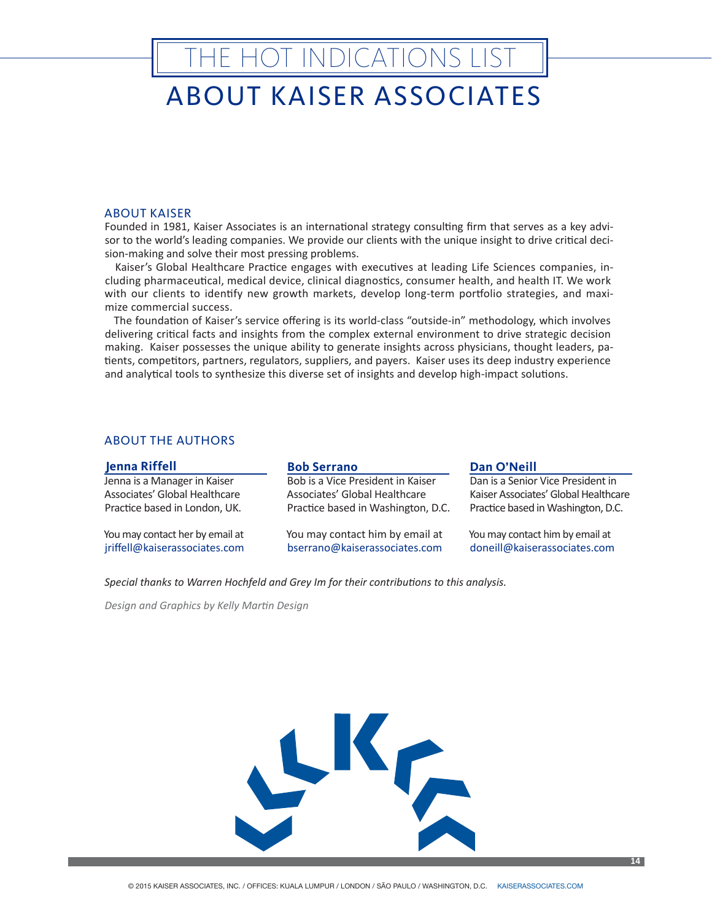# THE HOT INDICATIONS LIST

# ABOUT KAISER ASSOCIATES

## ABOUT KAISER

Founded in 1981, Kaiser Associates is an international strategy consulting firm that serves as a key advisor to the world's leading companies. We provide our clients with the unique insight to drive critical decision-making and solve their most pressing problems.

Kaiser's Global Healthcare Practice engages with executives at leading Life Sciences companies, including pharmaceutical, medical device, clinical diagnostics, consumer health, and health IT. We work with our clients to identify new growth markets, develop long-term portfolio strategies, and maximize commercial success.

The foundation of Kaiser's service offering is its world-class "outside-in" methodology, which involves delivering critical facts and insights from the complex external environment to drive strategic decision making. Kaiser possesses the unique ability to generate insights across physicians, thought leaders, patients, competitors, partners, regulators, suppliers, and payers. Kaiser uses its deep industry experience and analytical tools to synthesize this diverse set of insights and develop high-impact solutions.

## ABOUT THE AUTHORS

### Jenna Riffell

Jenna is a Manager in Kaiser Associates' Global Healthcare Practice based in London, UK.

You may contact her by email at jriffell@kaiserassociates.com

### Bob Serrano

Bob is a Vice President in Kaiser Associates' Global Healthcare Practice based in Washington, D.C.

You may contact him by email at bserrano@kaiserassociates.com

### Dan O'Neill

Dan is a Senior Vice President in Kaiser Associates' Global Healthcare Practice based in Washington, D.C.

You may contact him by email at doneill@kaiserassociates.com

*Special thanks to Warren Hochfeld and Grey Im for their contributions to this analysis.*

*Design and Graphics by Kelly Martin Design*

© 2015 KAISER ASSOCIATES, INC. / OFFICES: KUALA LUMPUR / LONDON / SÃO PAULO / WASHINGTON, D.C. KAISERASSOCIATES.COM